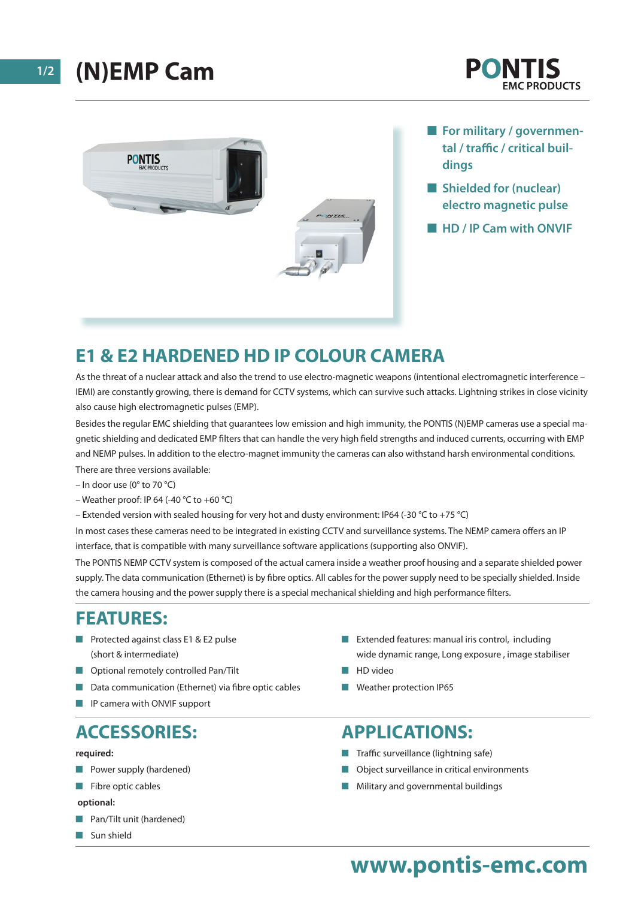# (N)EMP Cam

PONTIS
EMC PRODUCTS

- For military / governmental / traffic / critical buildings
- Shielded for (nuclear) electro magnetic pulse
- HD / IP Cam with ONVIF

## E1 & E2 HARDENED HD IP COLOUR CAMERA

As the threat of a nuclear attack and also the trend to use electro-magnetic weapons (intentional electromagnetic interference – IEMI) are constantly growing, there is demand for CCTV systems, which can survive such attacks. Lightning strikes in close vicinity also cause high electromagnetic pulses (EMP).

Besides the regular EMC shielding that guarantees low emission and high immunity, the PONTIS (N)EMP cameras use a special magnetic shielding and dedicated EMP filters that can handle the very high field strengths and induced currents, occurring with EMP and NEMP pulses. In addition to the electro-magnet immunity the cameras can also withstand harsh environmental conditions.

There are three versions available:

– In door use (0° to 70 °C)

– Weather proof: IP 64 (-40 °C to +60 °C)

– Extended version with sealed housing for very hot and dusty environment: IP64 (-30 °C to +75 °C)

In most cases these cameras need to be integrated in existing CCTV and surveillance systems. The NEMP camera offers an IP interface, that is compatible with many surveillance software applications (supporting also ONVIF).

The PONTIS NEMP CCTV system is composed of the actual camera inside a weather proof housing and a separate shielded power supply. The data communication (Ethernet) is by fibre optics. All cables for the power supply need to be specially shielded. Inside the camera housing and the power supply there is a special mechanical shielding and high performance filters.

## FEATURES:

- Protected against class E1 & E2 pulse (short & intermediate)
- Optional remotely controlled Pan/Tilt
- Data communication (Ethernet) via fibre optic cables
- IP camera with ONVIF support
- Extended features: manual iris control, including wide dynamic range, Long exposure , image stabiliser
- HD video
- Weather protection IP65

## ACCESSORIES:

**required:**

- Power supply (hardened)
- Fibre optic cables

**optional:**

- Pan/Tilt unit (hardened)
- Sun shield

## APPLICATIONS:

- Traffic surveillance (lightning safe)
- Object surveillance in critical environments
- Military and governmental buildings

**www.pontis-emc.com**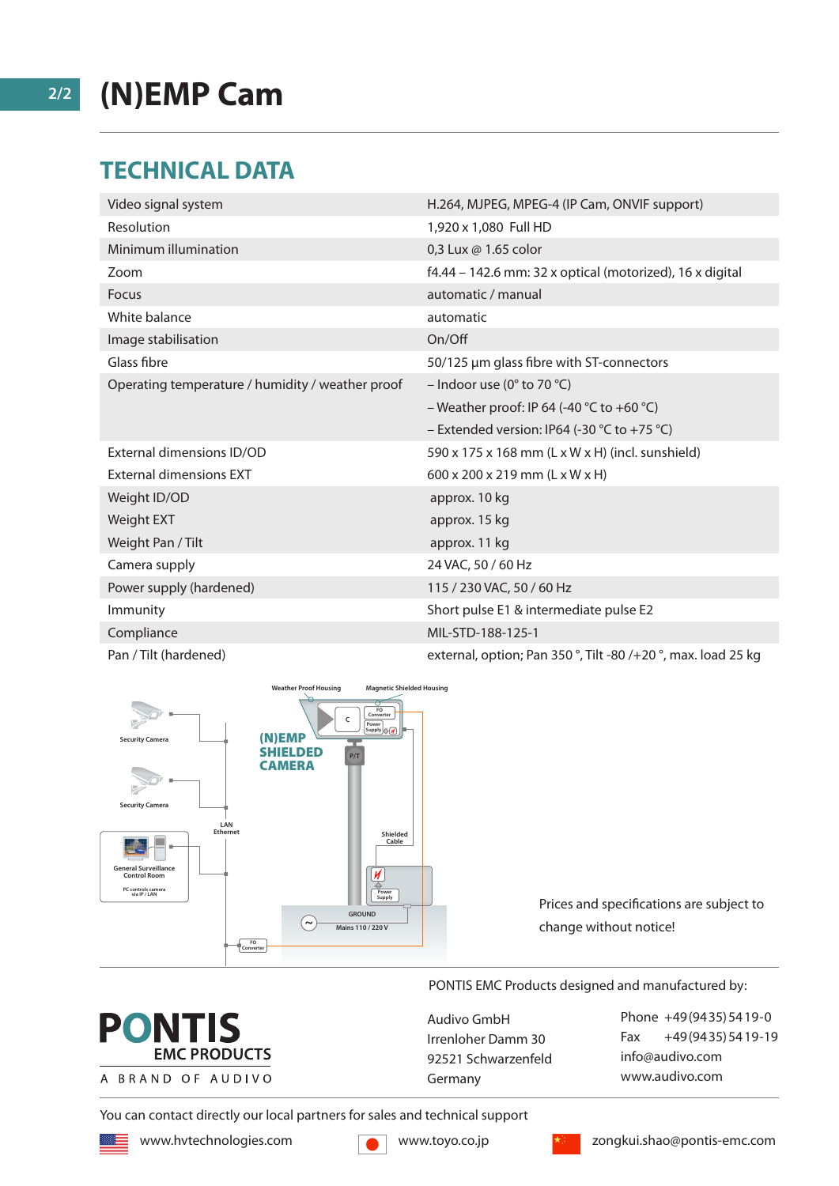# (N)EMP Cam

## TECHNICAL DATA

| | |
|---|---|
| Video signal system | H.264, MJPEG, MPEG-4 (IP Cam, ONVIF support) |
| Resolution | 1,920 x 1,080 Full HD |
| Minimum illumination | 0,3 Lux @ 1.65 color |
| Zoom | f4.44 – 142.6 mm: 32 x optical (motorized), 16 x digital |
| Focus | automatic / manual |
| White balance | automatic |
| Image stabilisation | On/Off |
| Glass fibre | 50/125 µm glass fibre with ST-connectors |
| Operating temperature / humidity / weather proof | – Indoor use (0° to 70 °C)<br>– Weather proof: IP 64 (-40 °C to +60 °C)<br>– Extended version: IP64 (-30 °C to +75 °C) |
| External dimensions ID/OD | 590 x 175 x 168 mm (L x W x H) (incl. sunshield) |
| External dimensions EXT | 600 x 200 x 219 mm (L x W x H) |
| Weight ID/OD | approx. 10 kg |
| Weight EXT | approx. 15 kg |
| Weight Pan / Tilt | approx. 11 kg |
| Camera supply | 24 VAC, 50 / 60 Hz |
| Power supply (hardened) | 115 / 230 VAC, 50 / 60 Hz |
| Immunity | Short pulse E1 & intermediate pulse E2 |
| Compliance | MIL-STD-188-125-1 |
| Pan / Tilt (hardened) | external, option; Pan 350 °, Tilt -80 /+20 °, max. load 25 kg |

Weather Proof Housing
Magnetic Shielded Housing
FO Converter
Power Supply
Security Camera
Security Camera
(N)EMP SHIELDED CAMERA
P/T
LAN Ethernet
General Surveillance Control Room
PC controls camera via IP / LAN
Shielded Cable
Power Supply
GROUND
Mains 110 / 220 V
FO Converter

Prices and specifications are subject to change without notice!

PONTIS EMC Products designed and manufactured by:

PONTIS EMC PRODUCTS
A BRAND OF AUDIVO

Audivo GmbH
Irrenloher Damm 30
92521 Schwarzenfeld
Germany

Phone +49 (9435) 5419-0
Fax +49 (9435) 5419-19
info@audivo.com
www.audivo.com

You can contact directly our local partners for sales and technical support

www.hvtechnologies.com

www.toyo.co.jp

zongkui.shao@pontis-emc.com